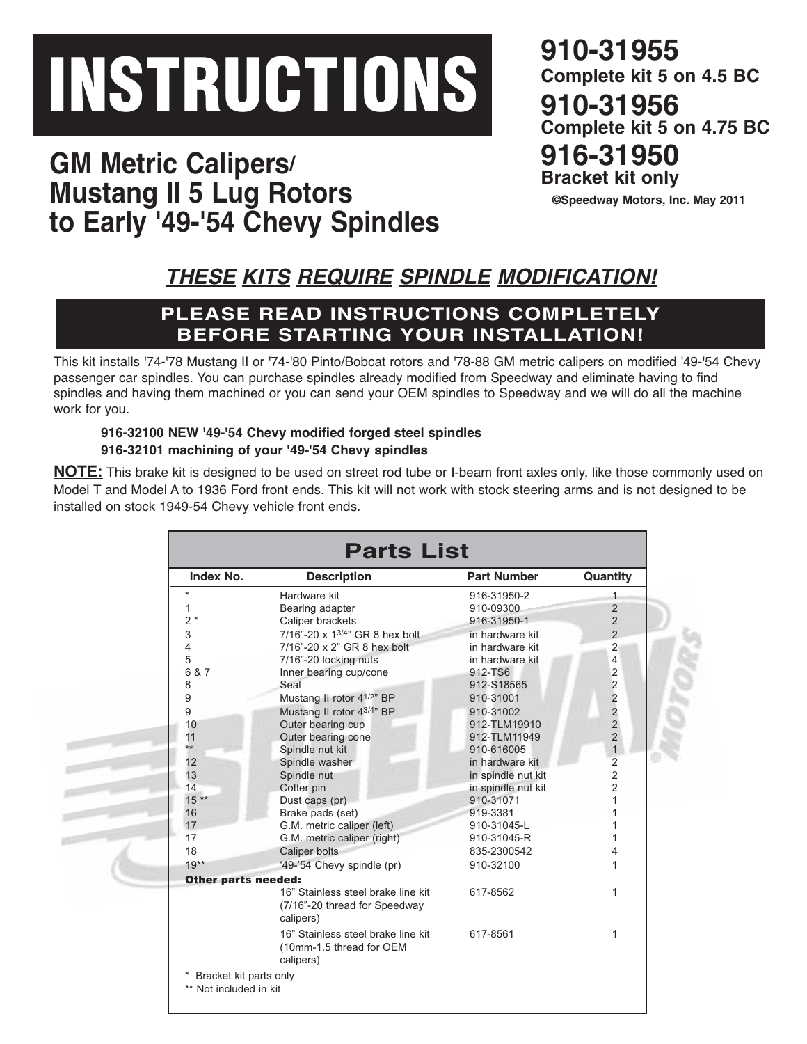# INSTRUCTIONS

## GM Metric Calipers/ Mustang II 5 Lug Rotors to Early '49-'54 Chevy Spindles

**910-31955**
**Complete kit 5 on 4.5 BC**

**910-31956**
**Complete kit 5 on 4.75 BC**

**916-31950**
**Bracket kit only**

**©Speedway Motors, Inc. May 2011**

## ***THESE KITS REQUIRE SPINDLE MODIFICATION!***

## PLEASE READ INSTRUCTIONS COMPLETELY BEFORE STARTING YOUR INSTALLATION!

This kit installs '74-'78 Mustang II or '74-'80 Pinto/Bobcat rotors and '78-88 GM metric calipers on modified '49-'54 Chevy passenger car spindles. You can purchase spindles already modified from Speedway and eliminate having to find spindles and having them machined or you can send your OEM spindles to Speedway and we will do all the machine work for you.

**916-32100 NEW '49-'54 Chevy modified forged steel spindles**
**916-32101 machining of your '49-'54 Chevy spindles**

**NOTE:** This brake kit is designed to be used on street rod tube or I-beam front axles only, like those commonly used on Model T and Model A to 1936 Ford front ends. This kit will not work with stock steering arms and is not designed to be installed on stock 1949-54 Chevy vehicle front ends.

### Parts List

| Index No. | Description | Part Number | Quantity |
|---|---|---|---|
| * | Hardware kit | 916-31950-2 | 1 |
| 1 | Bearing adapter | 910-09300 | 2 |
| 2 * | Caliper brackets | 916-31950-1 | 2 |
| 3 | 7/16"-20 x 1 3/4" GR 8 hex bolt | in hardware kit | 2 |
| 4 | 7/16"-20 x 2" GR 8 hex bolt | in hardware kit | 2 |
| 5 | 7/16"-20 locking nuts | in hardware kit | 4 |
| 6 & 7 | Inner bearing cup/cone | 912-TS6 | 2 |
| 8 | Seal | 912-S18565 | 2 |
| 9 | Mustang II rotor 4 1/2" BP | 910-31001 | 2 |
| 9 | Mustang II rotor 4 3/4" BP | 910-31002 | 2 |
| 10 | Outer bearing cup | 912-TLM19910 | 2 |
| 11 | Outer bearing cone | 912-TLM11949 | 2 |
| ** | Spindle nut kit | 910-616005 | 1 |
| 12 | Spindle washer | in hardware kit | 2 |
| 13 | Spindle nut | in spindle nut kit | 2 |
| 14 | Cotter pin | in spindle nut kit | 2 |
| 15 ** | Dust caps (pr) | 910-31071 | 1 |
| 16 | Brake pads (set) | 919-3381 | 1 |
| 17 | G.M. metric caliper (left) | 910-31045-L | 1 |
| 17 | G.M. metric caliper (right) | 910-31045-R | 1 |
| 18 | Caliper bolts | 835-2300542 | 4 |
| 19** | '49-'54 Chevy spindle (pr) | 910-32100 | 1 |
| **Other parts needed:** | | | |
| | 16" Stainless steel brake line kit (7/16"-20 thread for Speedway calipers) | 617-8562 | 1 |
| | 16" Stainless steel brake line kit (10mm-1.5 thread for OEM calipers) | 617-8561 | 1 |

\* Bracket kit parts only
** Not included in kit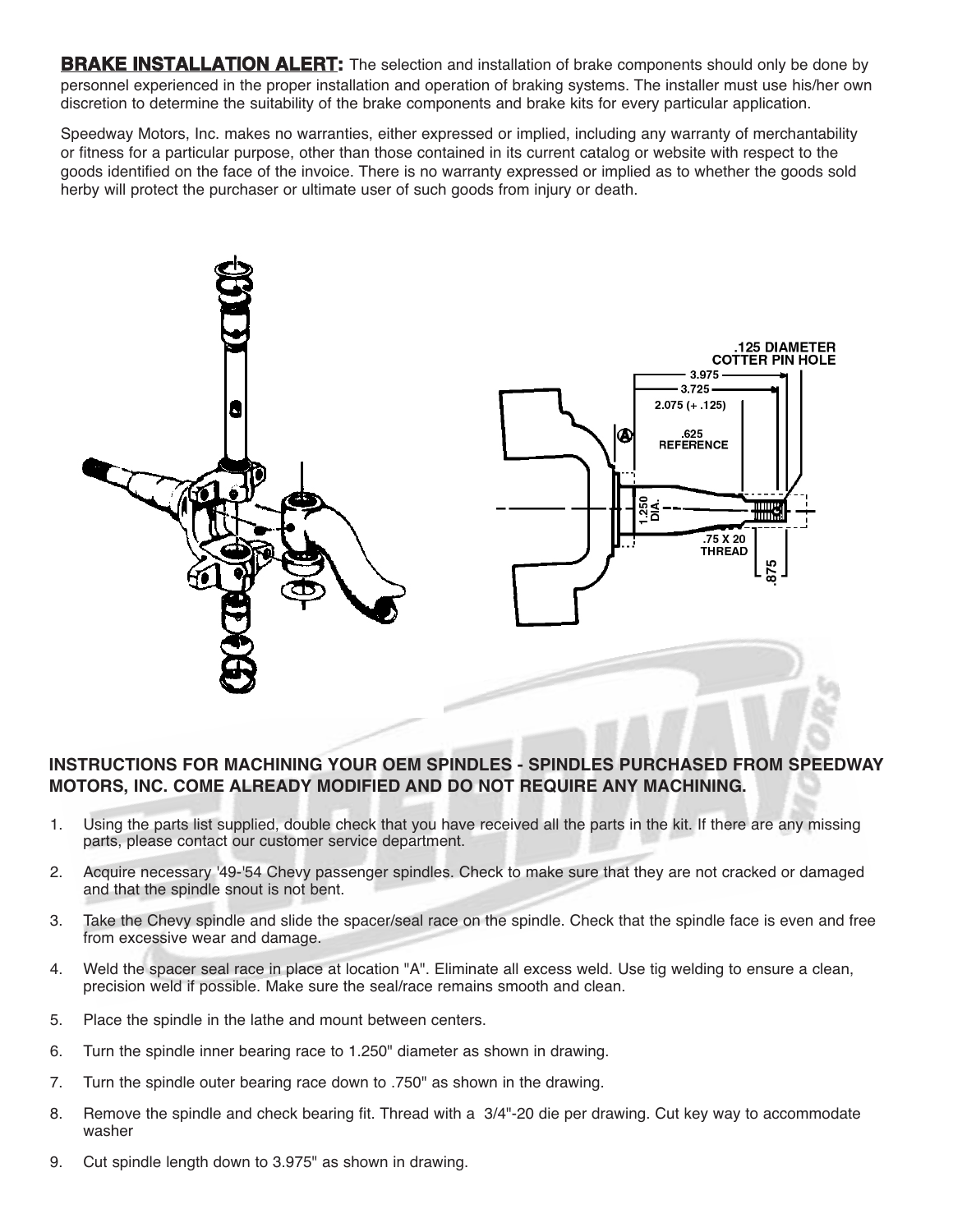**BRAKE INSTALLATION ALERT:** The selection and installation of brake components should only be done by personnel experienced in the proper installation and operation of braking systems. The installer must use his/her own discretion to determine the suitability of the brake components and brake kits for every particular application.

Speedway Motors, Inc. makes no warranties, either expressed or implied, including any warranty of merchantability or fitness for a particular purpose, other than those contained in its current catalog or website with respect to the goods identified on the face of the invoice. There is no warranty expressed or implied as to whether the goods sold herby will protect the purchaser or ultimate user of such goods from injury or death.

.125 DIAMETER COTTER PIN HOLE

3.975

3.725

2.075 (+ .125)

A

.625 REFERENCE

1.250 DIA.

.75 X 20 THREAD

.875

**INSTRUCTIONS FOR MACHINING YOUR OEM SPINDLES - SPINDLES PURCHASED FROM SPEEDWAY MOTORS, INC. COME ALREADY MODIFIED AND DO NOT REQUIRE ANY MACHINING.**

1. Using the parts list supplied, double check that you have received all the parts in the kit. If there are any missing parts, please contact our customer service department.
2. Acquire necessary '49-'54 Chevy passenger spindles. Check to make sure that they are not cracked or damaged and that the spindle snout is not bent.
3. Take the Chevy spindle and slide the spacer/seal race on the spindle. Check that the spindle face is even and free from excessive wear and damage.
4. Weld the spacer seal race in place at location "A". Eliminate all excess weld. Use tig welding to ensure a clean, precision weld if possible. Make sure the seal/race remains smooth and clean.
5. Place the spindle in the lathe and mount between centers.
6. Turn the spindle inner bearing race to 1.250" diameter as shown in drawing.
7. Turn the spindle outer bearing race down to .750" as shown in the drawing.
8. Remove the spindle and check bearing fit. Thread with a 3/4"-20 die per drawing. Cut key way to accommodate washer
9. Cut spindle length down to 3.975" as shown in drawing.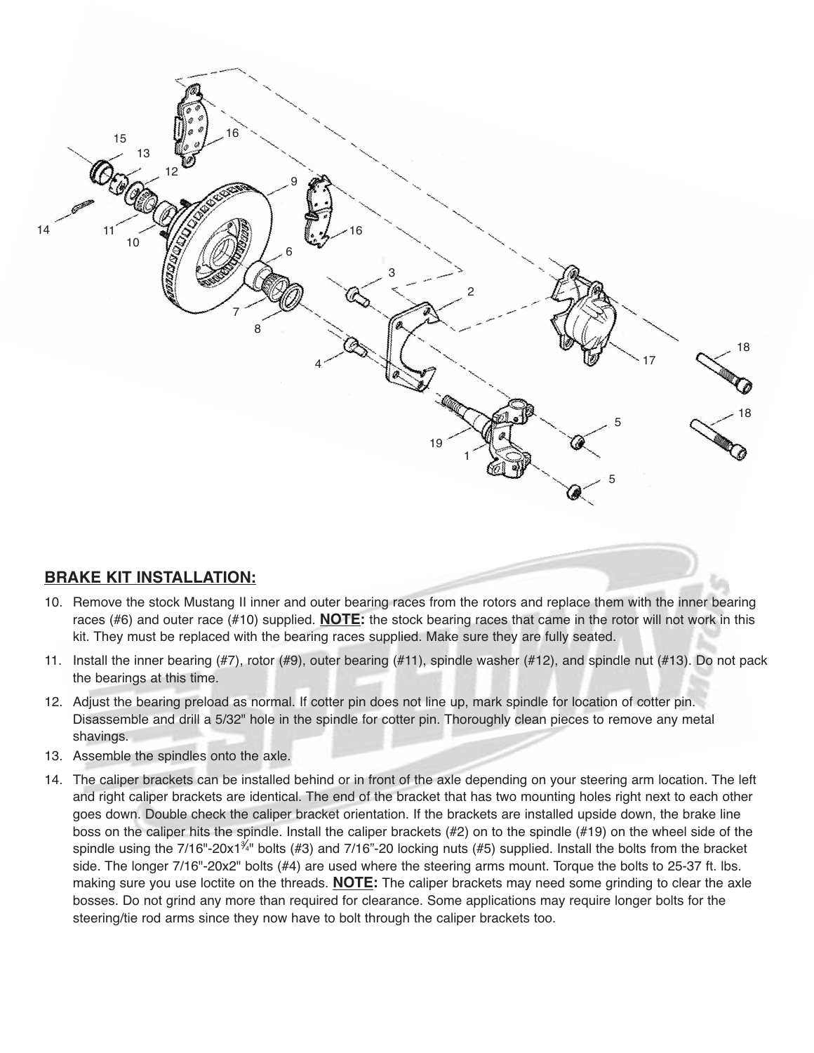## BRAKE KIT INSTALLATION:

10. Remove the stock Mustang II inner and outer bearing races from the rotors and replace them with the inner bearing races (#6) and outer race (#10) supplied. **NOTE:** the stock bearing races that came in the rotor will not work in this kit. They must be replaced with the bearing races supplied. Make sure they are fully seated.
11. Install the inner bearing (#7), rotor (#9), outer bearing (#11), spindle washer (#12), and spindle nut (#13). Do not pack the bearings at this time.
12. Adjust the bearing preload as normal. If cotter pin does not line up, mark spindle for location of cotter pin. Disassemble and drill a 5/32" hole in the spindle for cotter pin. Thoroughly clean pieces to remove any metal shavings.
13. Assemble the spindles onto the axle.
14. The caliper brackets can be installed behind or in front of the axle depending on your steering arm location. The left and right caliper brackets are identical. The end of the bracket that has two mounting holes right next to each other goes down. Double check the caliper bracket orientation. If the brackets are installed upside down, the brake line boss on the caliper hits the spindle. Install the caliper brackets (#2) on to the spindle (#19) on the wheel side of the spindle using the 7/16"-20x1¾" bolts (#3) and 7/16"-20 locking nuts (#5) supplied. Install the bolts from the bracket side. The longer 7/16"-20x2" bolts (#4) are used where the steering arms mount. Torque the bolts to 25-37 ft. lbs. making sure you use loctite on the threads. **NOTE:** The caliper brackets may need some grinding to clear the axle bosses. Do not grind any more than required for clearance. Some applications may require longer bolts for the steering/tie rod arms since they now have to bolt through the caliper brackets too.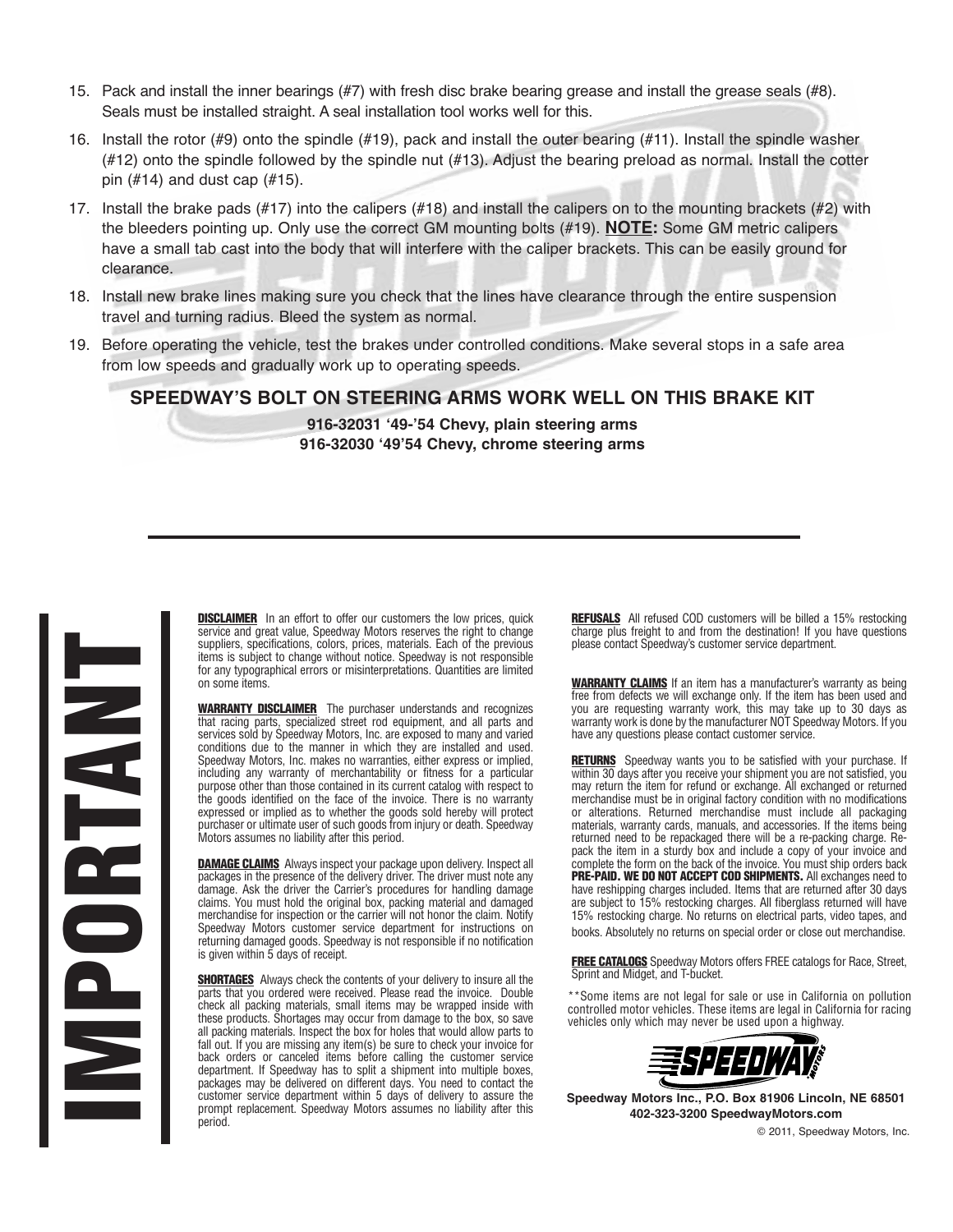15. Pack and install the inner bearings (#7) with fresh disc brake bearing grease and install the grease seals (#8). Seals must be installed straight. A seal installation tool works well for this.
16. Install the rotor (#9) onto the spindle (#19), pack and install the outer bearing (#11). Install the spindle washer (#12) onto the spindle followed by the spindle nut (#13). Adjust the bearing preload as normal. Install the cotter pin (#14) and dust cap (#15).
17. Install the brake pads (#17) into the calipers (#18) and install the calipers on to the mounting brackets (#2) with the bleeders pointing up. Only use the correct GM mounting bolts (#19). **NOTE:** Some GM metric calipers have a small tab cast into the body that will interfere with the caliper brackets. This can be easily ground for clearance.
18. Install new brake lines making sure you check that the lines have clearance through the entire suspension travel and turning radius. Bleed the system as normal.
19. Before operating the vehicle, test the brakes under controlled conditions. Make several stops in a safe area from low speeds and gradually work up to operating speeds.

**SPEEDWAY'S BOLT ON STEERING ARMS WORK WELL ON THIS BRAKE KIT**

**916-32031 '49-'54 Chevy, plain steering arms**
**916-32030 '49'54 Chevy, chrome steering arms**

---

# IMPORTANT

**DISCLAIMER** In an effort to offer our customers the low prices, quick service and great value, Speedway Motors reserves the right to change suppliers, specifications, colors, prices, materials. Each of the previous items is subject to change without notice. Speedway is not responsible for any typographical errors or misinterpretations. Quantities are limited on some items.

**WARRANTY DISCLAIMER** The purchaser understands and recognizes that racing parts, specialized street rod equipment, and all parts and services sold by Speedway Motors, Inc. are exposed to many and varied conditions due to the manner in which they are installed and used. Speedway Motors, Inc. makes no warranties, either express or implied, including any warranty of merchantability or fitness for a particular purpose other than those contained in its current catalog with respect to the goods identified on the face of the invoice. There is no warranty expressed or implied as to whether the goods sold hereby will protect purchaser or ultimate user of such goods from injury or death. Speedway Motors assumes no liability after this period.

**DAMAGE CLAIMS** Always inspect your package upon delivery. Inspect all packages in the presence of the delivery driver. The driver must note any damage. Ask the driver the Carrier's procedures for handling damage claims. You must hold the original box, packing material and damaged merchandise for inspection or the carrier will not honor the claim. Notify Speedway Motors customer service department for instructions on returning damaged goods. Speedway is not responsible if no notification is given within 5 days of receipt.

**SHORTAGES** Always check the contents of your delivery to insure all the parts that you ordered were received. Please read the invoice. Double check all packing materials, small items may be wrapped inside with these products. Shortages may occur from damage to the box, so save all packing materials. Inspect the box for holes that would allow parts to fall out. If you are missing any item(s) be sure to check your invoice for back orders or canceled items before calling the customer service department. If Speedway has to split a shipment into multiple boxes, packages may be delivered on different days. You need to contact the customer service department within 5 days of delivery to assure the prompt replacement. Speedway Motors assumes no liability after this period.

**REFUSALS** All refused COD customers will be billed a 15% restocking charge plus freight to and from the destination! If you have questions please contact Speedway's customer service department.

**WARRANTY CLAIMS** If an item has a manufacturer's warranty as being free from defects we will exchange only. If the item has been used and you are requesting warranty work, this may take up to 30 days as warranty work is done by the manufacturer NOT Speedway Motors. If you have any questions please contact customer service.

**RETURNS** Speedway wants you to be satisfied with your purchase. If within 30 days after you receive your shipment you are not satisfied, you may return the item for refund or exchange. All exchanged or returned merchandise must be in original factory condition with no modifications or alterations. Returned merchandise must include all packaging materials, warranty cards, manuals, and accessories. If the items being returned need to be repackaged there will be a re-packing charge. Re-pack the item in a sturdy box and include a copy of your invoice and complete the form on the back of the invoice. You must ship orders back **PRE-PAID. WE DO NOT ACCEPT COD SHIPMENTS.** All exchanges need to have reshipping charges included. Items that are returned after 30 days are subject to 15% restocking charges. All fiberglass returned will have 15% restocking charge. No returns on electrical parts, video tapes, and books. Absolutely no returns on special order or close out merchandise.

**FREE CATALOGS** Speedway Motors offers FREE catalogs for Race, Street, Sprint and Midget, and T-bucket.

**Some items are not legal for sale or use in California on pollution controlled motor vehicles. These items are legal in California for racing vehicles only which may never be used upon a highway.

**Speedway Motors Inc., P.O. Box 81906 Lincoln, NE 68501**
**402-323-3200 SpeedwayMotors.com**

© 2011, Speedway Motors, Inc.